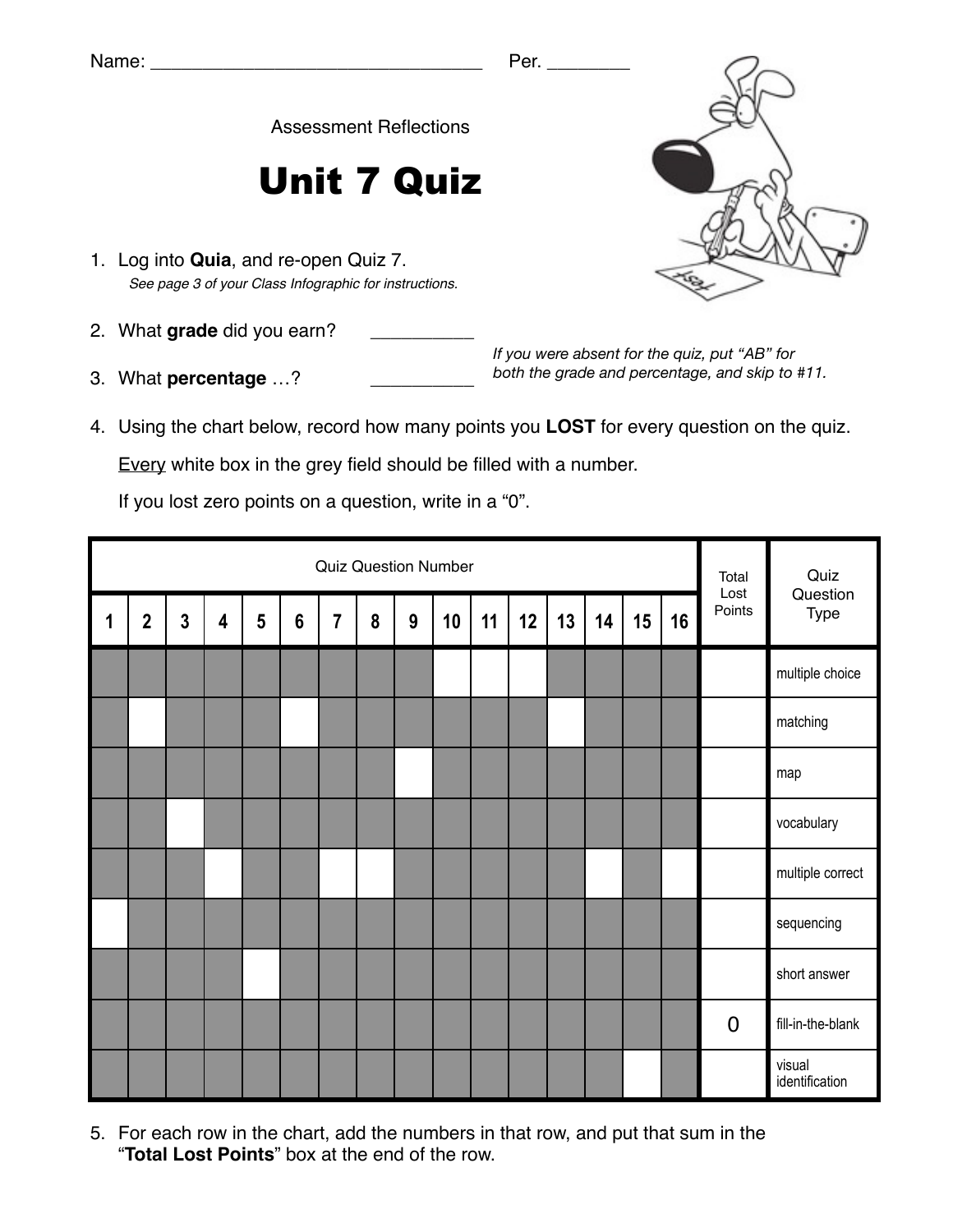Name: ________________________________ Per. ________

Assessment Reflections

# Unit 7 Quiz

1. Log into **Quia**, and re-open Quiz 7.
   *See page 3 of your Class Infographic for instructions.*

2. What **grade** did you earn? __________

3. What **percentage** …? __________

*If you were absent for the quiz, put "AB" for both the grade and percentage, and skip to #11.*

4. Using the chart below, record how many points you **LOST** for every question on the quiz.

   Every white box in the grey field should be filled with a number.

   If you lost zero points on a question, write in a "0".

| Quiz Question Number | | | | | | | | | | | | | | | | Total Lost Points | Quiz Question Type |
|---|---|---|---|---|---|---|---|---|---|---|---|---|---|---|---|---|---|
| 1 | 2 | 3 | 4 | 5 | 6 | 7 | 8 | 9 | 10 | 11 | 12 | 13 | 14 | 15 | 16 | | |
| | | | | | | | | | | | | | | | | | multiple choice |
| | | | | | | | | | | | | | | | | | matching |
| | | | | | | | | | | | | | | | | | map |
| | | | | | | | | | | | | | | | | | vocabulary |
| | | | | | | | | | | | | | | | | | multiple correct |
| | | | | | | | | | | | | | | | | | sequencing |
| | | | | | | | | | | | | | | | | | short answer |
| | | | | | | | | | | | | | | | | 0 | fill-in-the-blank |
| | | | | | | | | | | | | | | | | | visual identification |

5. For each row in the chart, add the numbers in that row, and put that sum in the "**Total Lost Points**" box at the end of the row.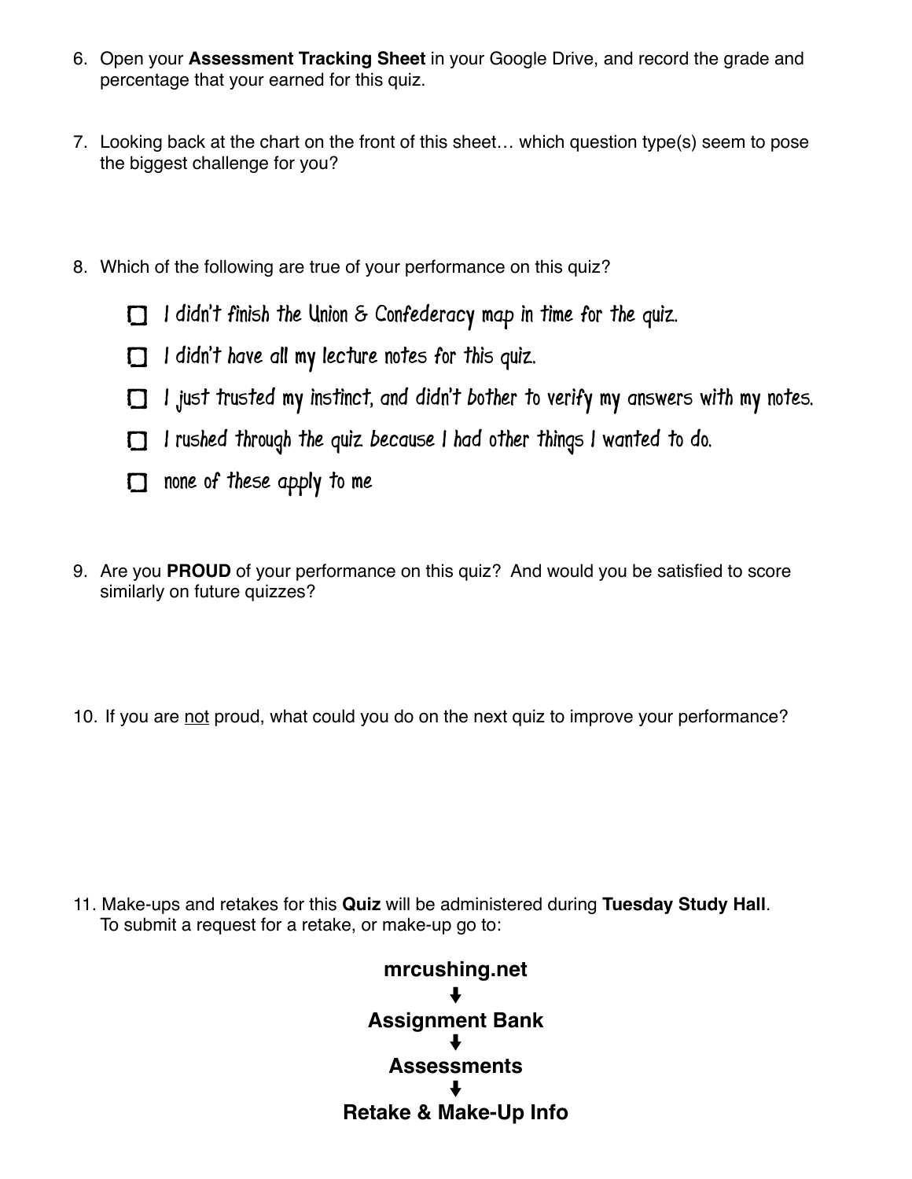6. Open your **Assessment Tracking Sheet** in your Google Drive, and record the grade and percentage that your earned for this quiz.

7. Looking back at the chart on the front of this sheet… which question type(s) seem to pose the biggest challenge for you?

8. Which of the following are true of your performance on this quiz?

   - ☐ I didn't finish the Union & Confederacy map in time for the quiz.
   - ☐ I didn't have all my lecture notes for this quiz.
   - ☐ I just trusted my instinct, and didn't bother to verify my answers with my notes.
   - ☐ I rushed through the quiz because I had other things I wanted to do.
   - ☐ none of these apply to me

9. Are you **PROUD** of your performance on this quiz? And would you be satisfied to score similarly on future quizzes?

10. If you are <u>not</u> proud, what could you do on the next quiz to improve your performance?

11. Make-ups and retakes for this **Quiz** will be administered during **Tuesday Study Hall**. To submit a request for a retake, or make-up go to:

**mrcushing.net**

⬇

**Assignment Bank**

⬇

**Assessments**

⬇

**Retake & Make-Up Info**